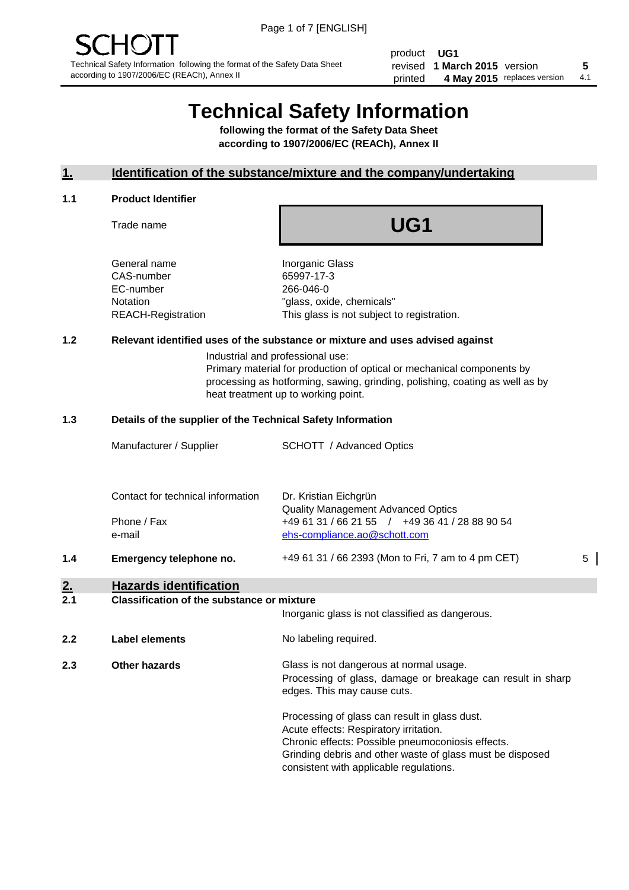SCHOTT

Technical Safety Information following the format of the Safety Data Sheet according to 1907/2006/EC (REACh), Annex II

| product | UG1 | | |
|---|---|---|---|
| revised | 1 March 2015 | version | 5 |
| printed | 4 May 2015 | replaces version | 4.1 |

# Technical Safety Information

**following the format of the Safety Data Sheet according to 1907/2006/EC (REACh), Annex II**

## 1. Identification of the substance/mixture and the company/undertaking

### 1.1 Product Identifier

Trade name: **UG1**

| | |
|---|---|
| General name | Inorganic Glass |
| CAS-number | 65997-17-3 |
| EC-number | 266-046-0 |
| Notation | "glass, oxide, chemicals" |
| REACH-Registration | This glass is not subject to registration. |

### 1.2 Relevant identified uses of the substance or mixture and uses advised against

Industrial and professional use:
Primary material for production of optical or mechanical components by processing as hotforming, sawing, grinding, polishing, coating as well as by heat treatment up to working point.

### 1.3 Details of the supplier of the Technical Safety Information

| | |
|---|---|
| Manufacturer / Supplier | SCHOTT / Advanced Optics |
| Contact for technical information | Dr. Kristian Eichgrün<br>Quality Management Advanced Optics |
| Phone / Fax | +49 61 31 / 66 21 55 / +49 36 41 / 28 88 90 54 |
| e-mail | ehs-compliance.ao@schott.com |

### 1.4 Emergency telephone no.

+49 61 31 / 66 2393 (Mon to Fri, 7 am to 4 pm CET) 5

## 2. Hazards identification

### 2.1 Classification of the substance or mixture

Inorganic glass is not classified as dangerous.

### 2.2 Label elements

No labeling required.

### 2.3 Other hazards

Glass is not dangerous at normal usage.
Processing of glass, damage or breakage can result in sharp edges. This may cause cuts.

Processing of glass can result in glass dust.
Acute effects: Respiratory irritation.
Chronic effects: Possible pneumoconiosis effects.
Grinding debris and other waste of glass must be disposed consistent with applicable regulations.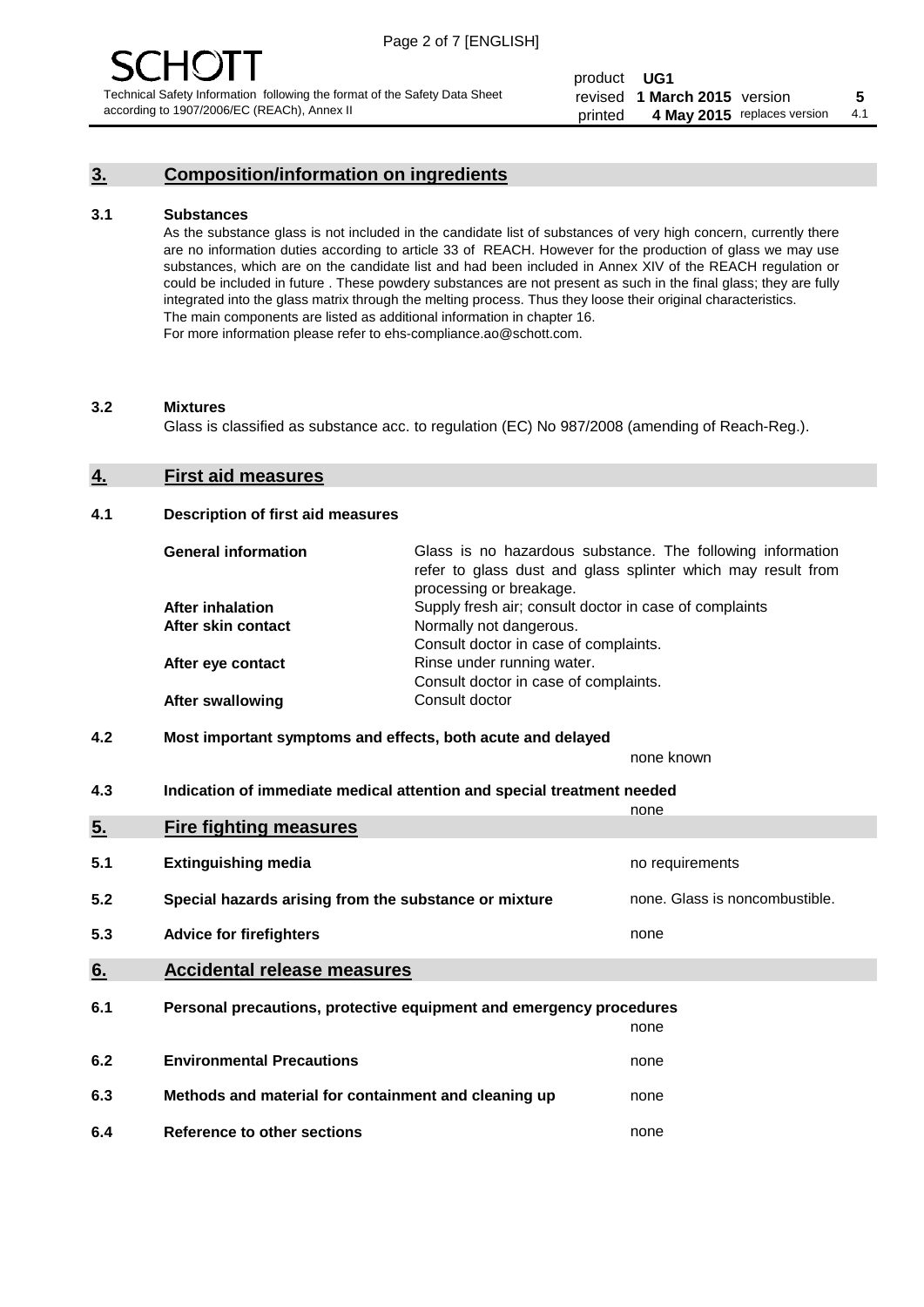## 3. Composition/information on ingredients

### 3.1 Substances

As the substance glass is not included in the candidate list of substances of very high concern, currently there are no information duties according to article 33 of REACH. However for the production of glass we may use substances, which are on the candidate list and had been included in Annex XIV of the REACH regulation or could be included in future . These powdery substances are not present as such in the final glass; they are fully integrated into the glass matrix through the melting process. Thus they loose their original characteristics. The main components are listed as additional information in chapter 16.
For more information please refer to ehs-compliance.ao@schott.com.

### 3.2 Mixtures

Glass is classified as substance acc. to regulation (EC) No 987/2008 (amending of Reach-Reg.).

## 4. First aid measures

### 4.1 Description of first aid measures

| | |
|---|---|
| **General information** | Glass is no hazardous substance. The following information refer to glass dust and glass splinter which may result from processing or breakage. |
| **After inhalation** | Supply fresh air; consult doctor in case of complaints |
| **After skin contact** | Normally not dangerous. Consult doctor in case of complaints. |
| **After eye contact** | Rinse under running water. Consult doctor in case of complaints. |
| **After swallowing** | Consult doctor |

### 4.2 Most important symptoms and effects, both acute and delayed

none known

### 4.3 Indication of immediate medical attention and special treatment needed

none

## 5. Fire fighting measures

| | | |
|---|---|---|
| 5.1 | **Extinguishing media** | no requirements |
| 5.2 | **Special hazards arising from the substance or mixture** | none. Glass is noncombustible. |
| 5.3 | **Advice for firefighters** | none |

## 6. Accidental release measures

| | | |
|---|---|---|
| 6.1 | **Personal precautions, protective equipment and emergency procedures** | none |
| 6.2 | **Environmental Precautions** | none |
| 6.3 | **Methods and material for containment and cleaning up** | none |
| 6.4 | **Reference to other sections** | none |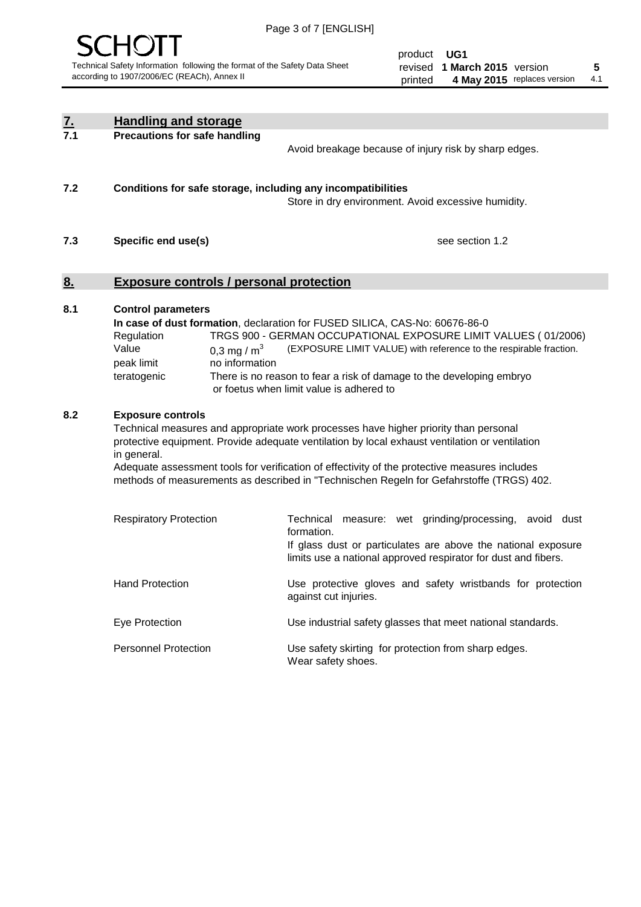## 7. Handling and storage

### 7.1 Precautions for safe handling

Avoid breakage because of injury risk by sharp edges.

### 7.2 Conditions for safe storage, including any incompatibilities

Store in dry environment. Avoid excessive humidity.

### 7.3 Specific end use(s)

see section 1.2

## 8. Exposure controls / personal protection

### 8.1 Control parameters

**In case of dust formation**, declaration for FUSED SILICA, CAS-No: 60676-86-0

| | |
|---|---|
| Regulation | TRGS 900 - GERMAN OCCUPATIONAL EXPOSURE LIMIT VALUES ( 01/2006) |
| Value | 0,3 mg / $m^3$ (EXPOSURE LIMIT VALUE) with reference to the respirable fraction. |
| peak limit | no information |
| teratogenic | There is no reason to fear a risk of damage to the developing embryo or foetus when limit value is adhered to |

### 8.2 Exposure controls

Technical measures and appropriate work processes have higher priority than personal protective equipment. Provide adequate ventilation by local exhaust ventilation or ventilation in general.

Adequate assessment tools for verification of effectivity of the protective measures includes methods of measurements as described in "Technischen Regeln for Gefahrstoffe (TRGS) 402.

| | |
|---|---|
| Respiratory Protection | Technical measure: wet grinding/processing, avoid dust formation. If glass dust or particulates are above the national exposure limits use a national approved respirator for dust and fibers. |
| Hand Protection | Use protective gloves and safety wristbands for protection against cut injuries. |
| Eye Protection | Use industrial safety glasses that meet national standards. |
| Personnel Protection | Use safety skirting for protection from sharp edges. Wear safety shoes. |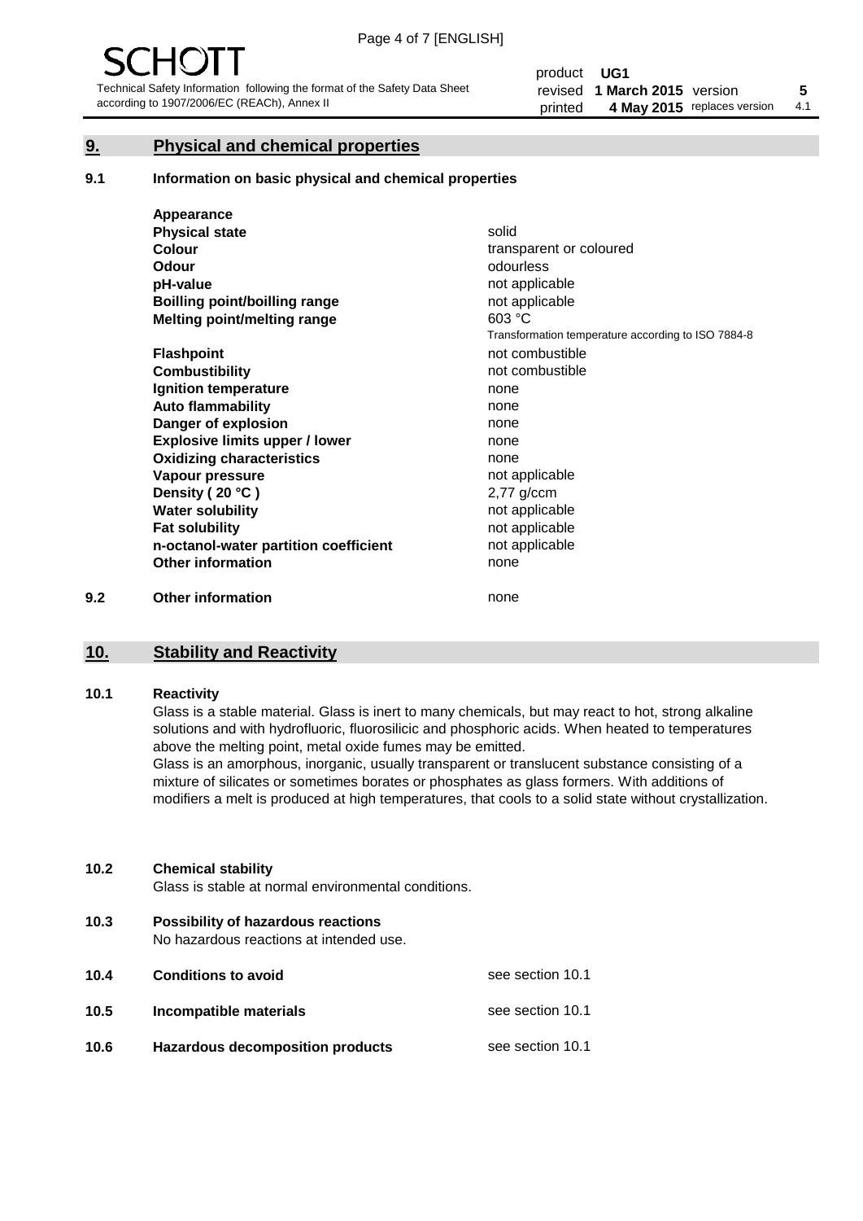## 9. Physical and chemical properties

### 9.1 Information on basic physical and chemical properties

| Appearance | |
|---|---|
| **Physical state** | solid |
| **Colour** | transparent or coloured |
| **Odour** | odourless |
| **pH-value** | not applicable |
| **Boilling point/boilling range** | not applicable |
| **Melting point/melting range** | 603 °C<br>Transformation temperature according to ISO 7884-8 |
| **Flashpoint** | not combustible |
| **Combustibility** | not combustible |
| **Ignition temperature** | none |
| **Auto flammability** | none |
| **Danger of explosion** | none |
| **Explosive limits upper / lower** | none |
| **Oxidizing characteristics** | none |
| **Vapour pressure** | not applicable |
| **Density ( 20 °C )** | 2,77 g/ccm |
| **Water solubility** | not applicable |
| **Fat solubility** | not applicable |
| **n-octanol-water partition coefficient** | not applicable |
| **Other information** | none |

### 9.2 Other information

none

## 10. Stability and Reactivity

### 10.1 Reactivity

Glass is a stable material. Glass is inert to many chemicals, but may react to hot, strong alkaline solutions and with hydrofluoric, fluorosilicic and phosphoric acids. When heated to temperatures above the melting point, metal oxide fumes may be emitted.

Glass is an amorphous, inorganic, usually transparent or translucent substance consisting of a mixture of silicates or sometimes borates or phosphates as glass formers. With additions of modifiers a melt is produced at high temperatures, that cools to a solid state without crystallization.

### 10.2 Chemical stability

Glass is stable at normal environmental conditions.

### 10.3 Possibility of hazardous reactions

No hazardous reactions at intended use.

| | | |
|---|---|---|
| **10.4** | **Conditions to avoid** | see section 10.1 |
| **10.5** | **Incompatible materials** | see section 10.1 |
| **10.6** | **Hazardous decomposition products** | see section 10.1 |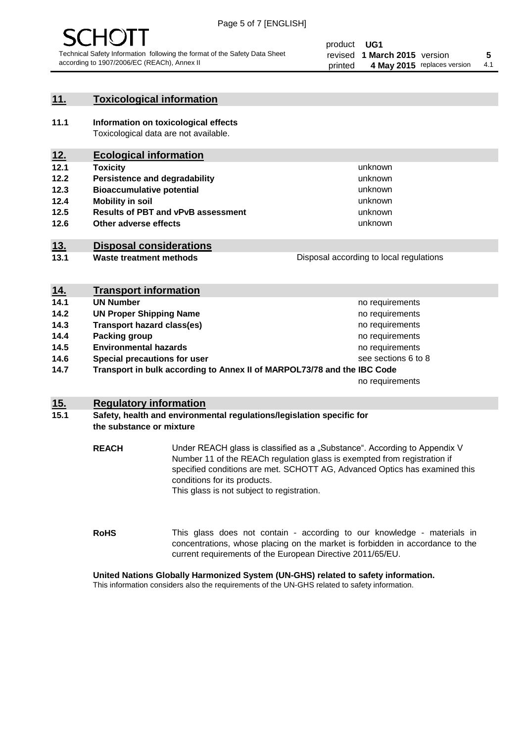## 11. Toxicological information

**11.1 Information on toxicological effects**
Toxicological data are not available.

## 12. Ecological information

| | | |
|---|---|---|
| **12.1** | **Toxicity** | unknown |
| **12.2** | **Persistence and degradability** | unknown |
| **12.3** | **Bioaccumulative potential** | unknown |
| **12.4** | **Mobility in soil** | unknown |
| **12.5** | **Results of PBT and vPvB assessment** | unknown |
| **12.6** | **Other adverse effects** | unknown |

## 13. Disposal considerations

| | | |
|---|---|---|
| **13.1** | **Waste treatment methods** | Disposal according to local regulations |

## 14. Transport information

| | | |
|---|---|---|
| **14.1** | **UN Number** | no requirements |
| **14.2** | **UN Proper Shipping Name** | no requirements |
| **14.3** | **Transport hazard class(es)** | no requirements |
| **14.4** | **Packing group** | no requirements |
| **14.5** | **Environmental hazards** | no requirements |
| **14.6** | **Special precautions for user** | see sections 6 to 8 |
| **14.7** | **Transport in bulk according to Annex II of MARPOL73/78 and the IBC Code** | no requirements |

## 15. Regulatory information

**15.1 Safety, health and environmental regulations/legislation specific for the substance or mixture**

**REACH** Under REACH glass is classified as a „Substance". According to Appendix V Number 11 of the REACh regulation glass is exempted from registration if specified conditions are met. SCHOTT AG, Advanced Optics has examined this conditions for its products.
This glass is not subject to registration.

**RoHS** This glass does not contain - according to our knowledge - materials in concentrations, whose placing on the market is forbidden in accordance to the current requirements of the European Directive 2011/65/EU.

**United Nations Globally Harmonized System (UN-GHS) related to safety information.**
This information considers also the requirements of the UN-GHS related to safety information.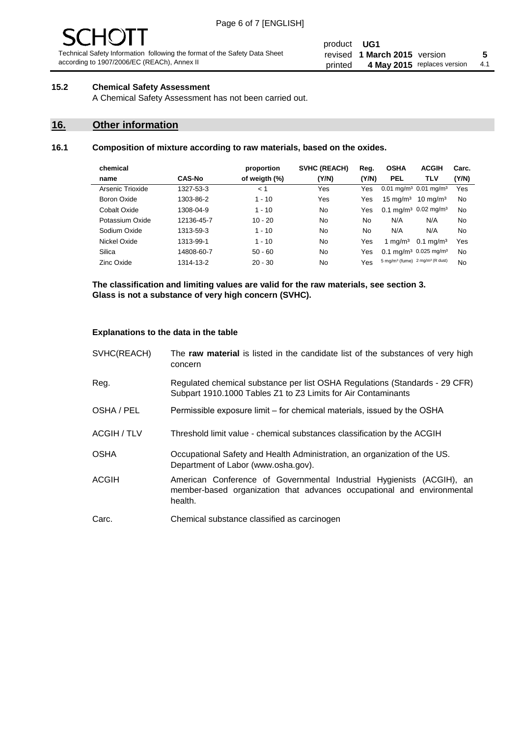### 15.2 Chemical Safety Assessment

A Chemical Safety Assessment has not been carried out.

## 16. Other information

### 16.1 Composition of mixture according to raw materials, based on the oxides.

| chemical name | CAS-No | proportion of weigth (%) | SVHC (REACH) (Y/N) | Reg. (Y/N) | OSHA PEL | ACGIH TLV | Carc. (Y/N) |
|---|---|---|---|---|---|---|---|
| Arsenic Trioxide | 1327-53-3 | < 1 | Yes | Yes | 0.01 mg/m³ | 0.01 mg/m³ | Yes |
| Boron Oxide | 1303-86-2 | 1 - 10 | Yes | Yes | 15 mg/m³ | 10 mg/m³ | No |
| Cobalt Oxide | 1308-04-9 | 1 - 10 | No | Yes | 0.1 mg/m³ | 0.02 mg/m³ | No |
| Potassium Oxide | 12136-45-7 | 10 - 20 | No | No | N/A | N/A | No |
| Sodium Oxide | 1313-59-3 | 1 - 10 | No | No | N/A | N/A | No |
| Nickel Oxide | 1313-99-1 | 1 - 10 | No | Yes | 1 mg/m³ | 0.1 mg/m³ | Yes |
| Silica | 14808-60-7 | 50 - 60 | No | Yes | 0.1 mg/m³ | 0.025 mg/m³ | No |
| Zinc Oxide | 1314-13-2 | 20 - 30 | No | Yes | 5 mg/m³ (fume) | 2 mg/m³ (R dust) | No |

**The classification and limiting values are valid for the raw materials, see section 3.**
**Glass is not a substance of very high concern (SVHC).**

**Explanations to the data in the table**

| | |
|---|---|
| SVHC(REACH) | The **raw material** is listed in the candidate list of the substances of very high concern |
| Reg. | Regulated chemical substance per list OSHA Regulations (Standards - 29 CFR) Subpart 1910.1000 Tables Z1 to Z3 Limits for Air Contaminants |
| OSHA / PEL | Permissible exposure limit – for chemical materials, issued by the OSHA |
| ACGIH / TLV | Threshold limit value - chemical substances classification by the ACGIH |
| OSHA | Occupational Safety and Health Administration, an organization of the US. Department of Labor (www.osha.gov). |
| ACGIH | American Conference of Governmental Industrial Hygienists (ACGIH), an member-based organization that advances occupational and environmental health. |
| Carc. | Chemical substance classified as carcinogen |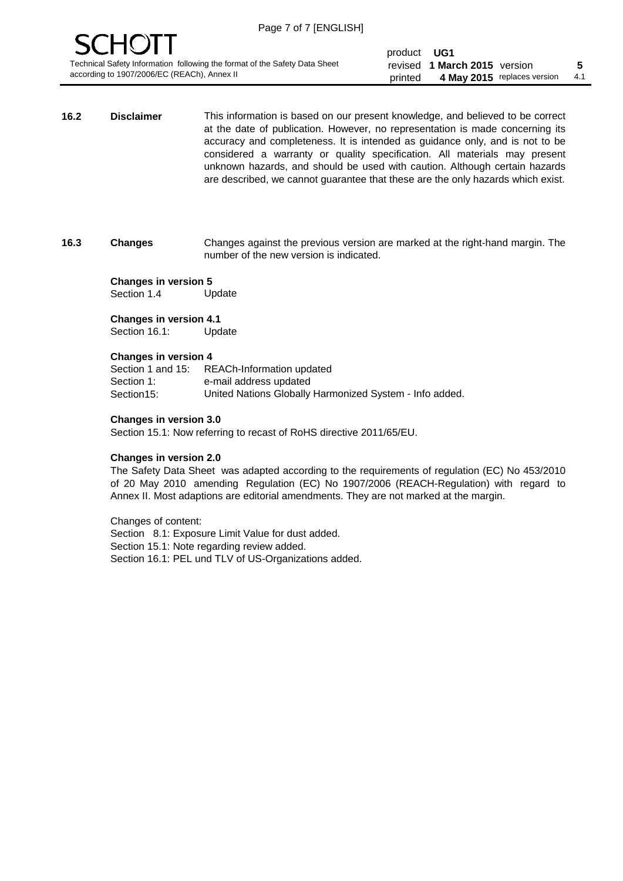**16.2 Disclaimer**

This information is based on our present knowledge, and believed to be correct at the date of publication. However, no representation is made concerning its accuracy and completeness. It is intended as guidance only, and is not to be considered a warranty or quality specification. All materials may present unknown hazards, and should be used with caution. Although certain hazards are described, we cannot guarantee that these are the only hazards which exist.

**16.3 Changes**

Changes against the previous version are marked at the right-hand margin. The number of the new version is indicated.

**Changes in version 5**

Section 1.4 Update

**Changes in version 4.1**

Section 16.1: Update

**Changes in version 4**

| | |
|---|---|
| Section 1 and 15: | REACh-Information updated |
| Section 1: | e-mail address updated |
| Section15: | United Nations Globally Harmonized System - Info added. |

**Changes in version 3.0**

Section 15.1: Now referring to recast of RoHS directive 2011/65/EU.

**Changes in version 2.0**

The Safety Data Sheet was adapted according to the requirements of regulation (EC) No 453/2010 of 20 May 2010 amending Regulation (EC) No 1907/2006 (REACH-Regulation) with regard to Annex II. Most adaptions are editorial amendments. They are not marked at the margin.

Changes of content:
Section 8.1: Exposure Limit Value for dust added.
Section 15.1: Note regarding review added.
Section 16.1: PEL und TLV of US-Organizations added.